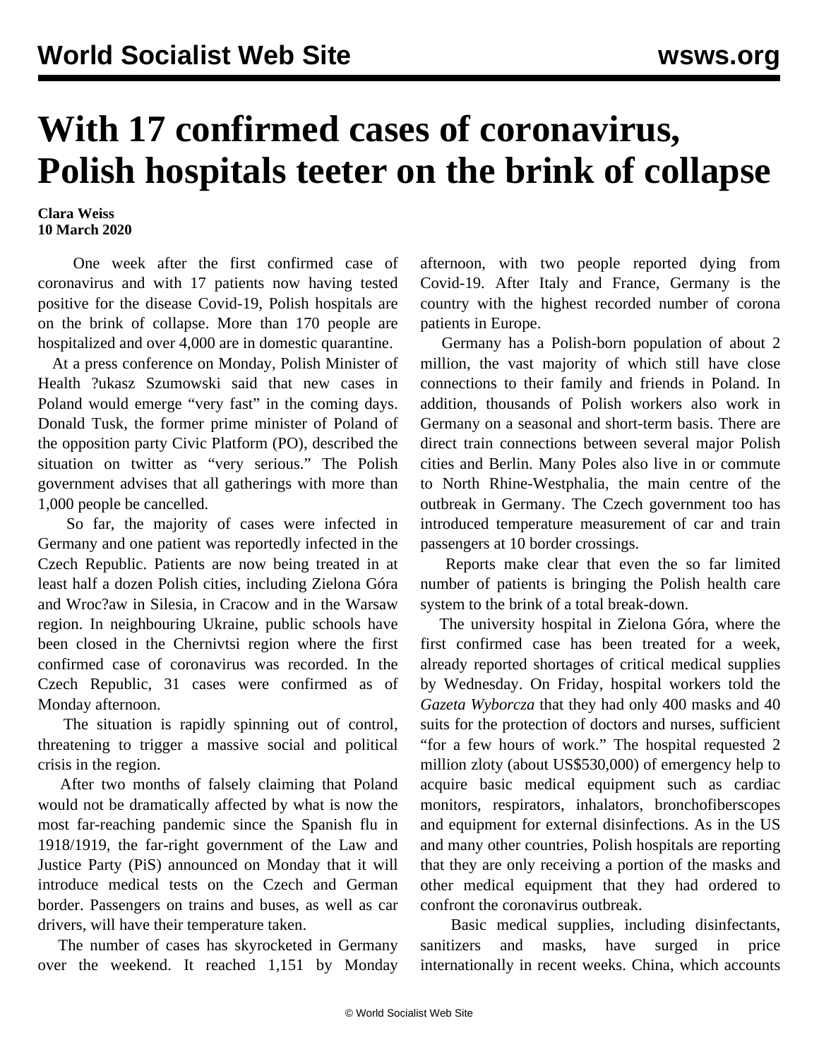# With 17 confirmed cases of coronavirus, Polish hospitals teeter on the brink of collapse

**Clara Weiss**
**10 March 2020**

One week after the first confirmed case of coronavirus and with 17 patients now having tested positive for the disease Covid-19, Polish hospitals are on the brink of collapse. More than 170 people are hospitalized and over 4,000 are in domestic quarantine.

At a press conference on Monday, Polish Minister of Health ?ukasz Szumowski said that new cases in Poland would emerge "very fast" in the coming days. Donald Tusk, the former prime minister of Poland of the opposition party Civic Platform (PO), described the situation on twitter as "very serious." The Polish government advises that all gatherings with more than 1,000 people be cancelled.

So far, the majority of cases were infected in Germany and one patient was reportedly infected in the Czech Republic. Patients are now being treated in at least half a dozen Polish cities, including Zielona Góra and Wroc?aw in Silesia, in Cracow and in the Warsaw region. In neighbouring Ukraine, public schools have been closed in the Chernivtsi region where the first confirmed case of coronavirus was recorded. In the Czech Republic, 31 cases were confirmed as of Monday afternoon.

The situation is rapidly spinning out of control, threatening to trigger a massive social and political crisis in the region.

After two months of falsely claiming that Poland would not be dramatically affected by what is now the most far-reaching pandemic since the Spanish flu in 1918/1919, the far-right government of the Law and Justice Party (PiS) announced on Monday that it will introduce medical tests on the Czech and German border. Passengers on trains and buses, as well as car drivers, will have their temperature taken.

The number of cases has skyrocketed in Germany over the weekend. It reached 1,151 by Monday afternoon, with two people reported dying from Covid-19. After Italy and France, Germany is the country with the highest recorded number of corona patients in Europe.

Germany has a Polish-born population of about 2 million, the vast majority of which still have close connections to their family and friends in Poland. In addition, thousands of Polish workers also work in Germany on a seasonal and short-term basis. There are direct train connections between several major Polish cities and Berlin. Many Poles also live in or commute to North Rhine-Westphalia, the main centre of the outbreak in Germany. The Czech government too has introduced temperature measurement of car and train passengers at 10 border crossings.

Reports make clear that even the so far limited number of patients is bringing the Polish health care system to the brink of a total break-down.

The university hospital in Zielona Góra, where the first confirmed case has been treated for a week, already reported shortages of critical medical supplies by Wednesday. On Friday, hospital workers told the *Gazeta Wyborcza* that they had only 400 masks and 40 suits for the protection of doctors and nurses, sufficient "for a few hours of work." The hospital requested 2 million zloty (about US$530,000) of emergency help to acquire basic medical equipment such as cardiac monitors, respirators, inhalators, bronchofiberscopes and equipment for external disinfections. As in the US and many other countries, Polish hospitals are reporting that they are only receiving a portion of the masks and other medical equipment that they had ordered to confront the coronavirus outbreak.

Basic medical supplies, including disinfectants, sanitizers and masks, have surged in price internationally in recent weeks. China, which accounts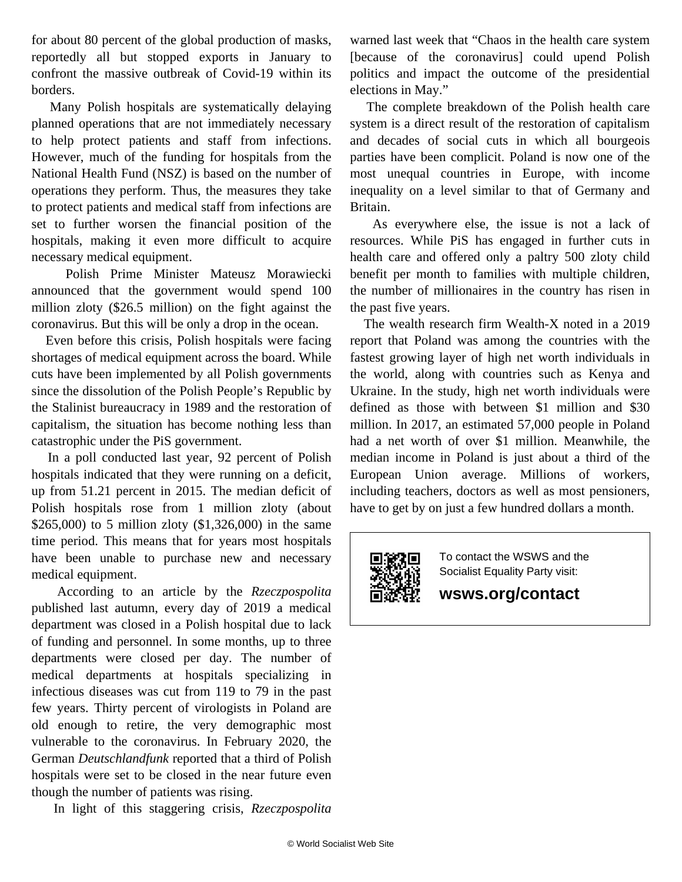for about 80 percent of the global production of masks, reportedly all but stopped exports in January to confront the massive outbreak of Covid-19 within its borders.

Many Polish hospitals are systematically delaying planned operations that are not immediately necessary to help protect patients and staff from infections. However, much of the funding for hospitals from the National Health Fund (NSZ) is based on the number of operations they perform. Thus, the measures they take to protect patients and medical staff from infections are set to further worsen the financial position of the hospitals, making it even more difficult to acquire necessary medical equipment.

Polish Prime Minister Mateusz Morawiecki announced that the government would spend 100 million zloty ($26.5 million) on the fight against the coronavirus. But this will be only a drop in the ocean.

Even before this crisis, Polish hospitals were facing shortages of medical equipment across the board. While cuts have been implemented by all Polish governments since the dissolution of the Polish People's Republic by the Stalinist bureaucracy in 1989 and the restoration of capitalism, the situation has become nothing less than catastrophic under the PiS government.

In a poll conducted last year, 92 percent of Polish hospitals indicated that they were running on a deficit, up from 51.21 percent in 2015. The median deficit of Polish hospitals rose from 1 million zloty (about $265,000) to 5 million zloty ($1,326,000) in the same time period. This means that for years most hospitals have been unable to purchase new and necessary medical equipment.

According to an article by the *Rzeczpospolita* published last autumn, every day of 2019 a medical department was closed in a Polish hospital due to lack of funding and personnel. In some months, up to three departments were closed per day. The number of medical departments at hospitals specializing in infectious diseases was cut from 119 to 79 in the past few years. Thirty percent of virologists in Poland are old enough to retire, the very demographic most vulnerable to the coronavirus. In February 2020, the German *Deutschlandfunk* reported that a third of Polish hospitals were set to be closed in the near future even though the number of patients was rising.

In light of this staggering crisis, *Rzeczpospolita* warned last week that "Chaos in the health care system [because of the coronavirus] could upend Polish politics and impact the outcome of the presidential elections in May."

The complete breakdown of the Polish health care system is a direct result of the restoration of capitalism and decades of social cuts in which all bourgeois parties have been complicit. Poland is now one of the most unequal countries in Europe, with income inequality on a level similar to that of Germany and Britain.

As everywhere else, the issue is not a lack of resources. While PiS has engaged in further cuts in health care and offered only a paltry 500 zloty child benefit per month to families with multiple children, the number of millionaires in the country has risen in the past five years.

The wealth research firm Wealth-X noted in a 2019 report that Poland was among the countries with the fastest growing layer of high net worth individuals in the world, along with countries such as Kenya and Ukraine. In the study, high net worth individuals were defined as those with between $1 million and $30 million. In 2017, an estimated 57,000 people in Poland had a net worth of over $1 million. Meanwhile, the median income in Poland is just about a third of the European Union average. Millions of workers, including teachers, doctors as well as most pensioners, have to get by on just a few hundred dollars a month.

To contact the WSWS and the Socialist Equality Party visit:

**wsws.org/contact**